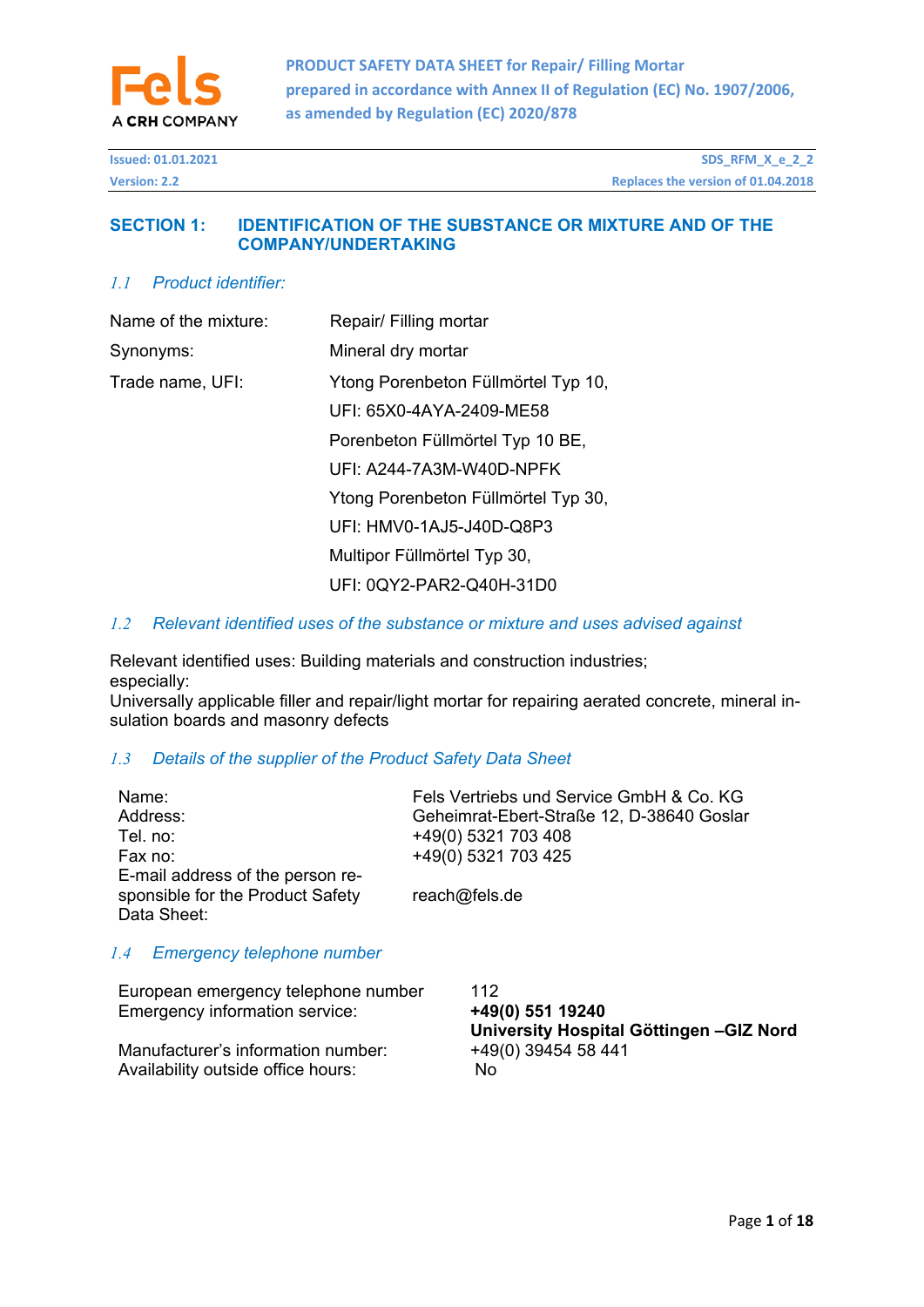**PRODUCT SAFETY DATA SHEET for Repair/ Filling Mortar prepared in accordance with Annex II of Regulation (EC) No. 1907/2006, as amended by Regulation (EC) 2020/878**

| Issued: 01.01.2021 | SDS_RFM_X_e_2_2 |
|---|---|
| Version: 2.2 | Replaces the version of 01.04.2018 |

## SECTION 1: IDENTIFICATION OF THE SUBSTANCE OR MIXTURE AND OF THE COMPANY/UNDERTAKING

### 1.1 Product identifier:

| | |
|---|---|
| Name of the mixture: | Repair/ Filling mortar |
| Synonyms: | Mineral dry mortar |
| Trade name, UFI: | Ytong Porenbeton Füllmörtel Typ 10, |
| | UFI: 65X0-4AYA-2409-ME58 |
| | Porenbeton Füllmörtel Typ 10 BE, |
| | UFI: A244-7A3M-W40D-NPFK |
| | Ytong Porenbeton Füllmörtel Typ 30, |
| | UFI: HMV0-1AJ5-J40D-Q8P3 |
| | Multipor Füllmörtel Typ 30, |
| | UFI: 0QY2-PAR2-Q40H-31D0 |

### 1.2 Relevant identified uses of the substance or mixture and uses advised against

Relevant identified uses: Building materials and construction industries; especially:
Universally applicable filler and repair/light mortar for repairing aerated concrete, mineral insulation boards and masonry defects

### 1.3 Details of the supplier of the Product Safety Data Sheet

| | |
|---|---|
| Name: | Fels Vertriebs und Service GmbH & Co. KG |
| Address: | Geheimrat-Ebert-Straße 12, D-38640 Goslar |
| Tel. no: | +49(0) 5321 703 408 |
| Fax no: | +49(0) 5321 703 425 |
| E-mail address of the person responsible for the Product Safety Data Sheet: | reach@fels.de |

### 1.4 Emergency telephone number

| | |
|---|---|
| European emergency telephone number | 112 |
| Emergency information service: | **+49(0) 551 19240** **University Hospital Göttingen –GIZ Nord** |
| Manufacturer's information number: | +49(0) 39454 58 441 |
| Availability outside office hours: | No |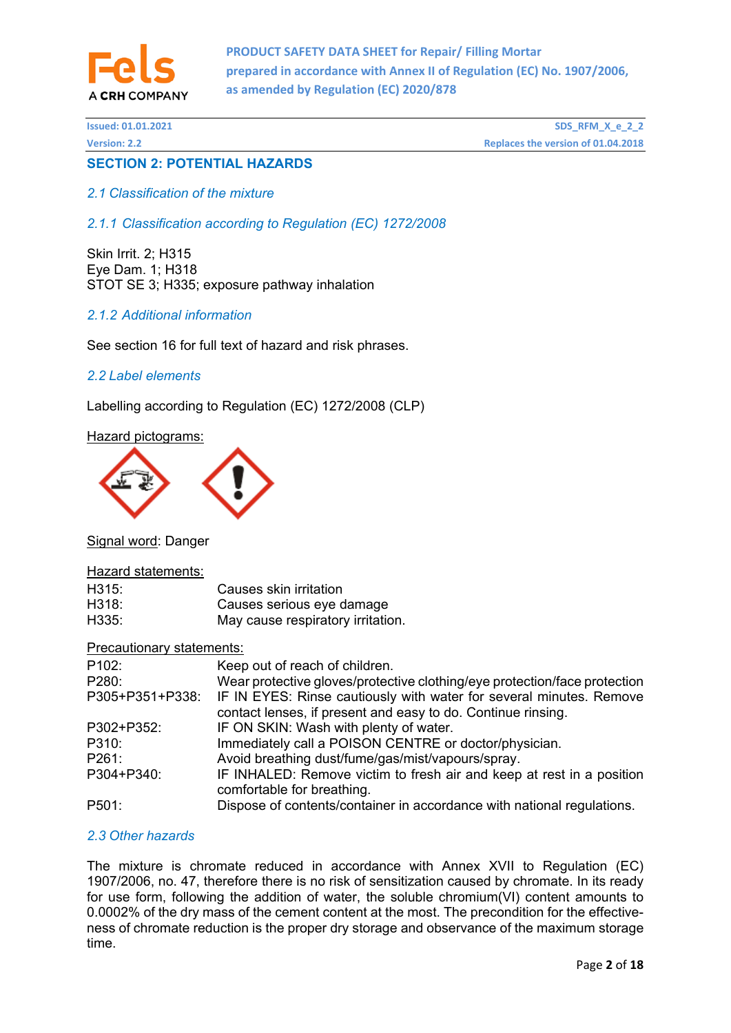## SECTION 2: POTENTIAL HAZARDS

### *2.1 Classification of the mixture*

#### *2.1.1 Classification according to Regulation (EC) 1272/2008*

Skin Irrit. 2; H315
Eye Dam. 1; H318
STOT SE 3; H335; exposure pathway inhalation

#### *2.1.2 Additional information*

See section 16 for full text of hazard and risk phrases.

### *2.2 Label elements*

Labelling according to Regulation (EC) 1272/2008 (CLP)

Hazard pictograms:

Signal word: Danger

Hazard statements:

| | |
|---|---|
| H315: | Causes skin irritation |
| H318: | Causes serious eye damage |
| H335: | May cause respiratory irritation. |

Precautionary statements:

| | |
|---|---|
| P102: | Keep out of reach of children. |
| P280: | Wear protective gloves/protective clothing/eye protection/face protection |
| P305+P351+P338: | IF IN EYES: Rinse cautiously with water for several minutes. Remove contact lenses, if present and easy to do. Continue rinsing. |
| P302+P352: | IF ON SKIN: Wash with plenty of water. |
| P310: | Immediately call a POISON CENTRE or doctor/physician. |
| P261: | Avoid breathing dust/fume/gas/mist/vapours/spray. |
| P304+P340: | IF INHALED: Remove victim to fresh air and keep at rest in a position comfortable for breathing. |
| P501: | Dispose of contents/container in accordance with national regulations. |

### *2.3 Other hazards*

The mixture is chromate reduced in accordance with Annex XVII to Regulation (EC) 1907/2006, no. 47, therefore there is no risk of sensitization caused by chromate. In its ready for use form, following the addition of water, the soluble chromium(VI) content amounts to 0.0002% of the dry mass of the cement content at the most. The precondition for the effectiveness of chromate reduction is the proper dry storage and observance of the maximum storage time.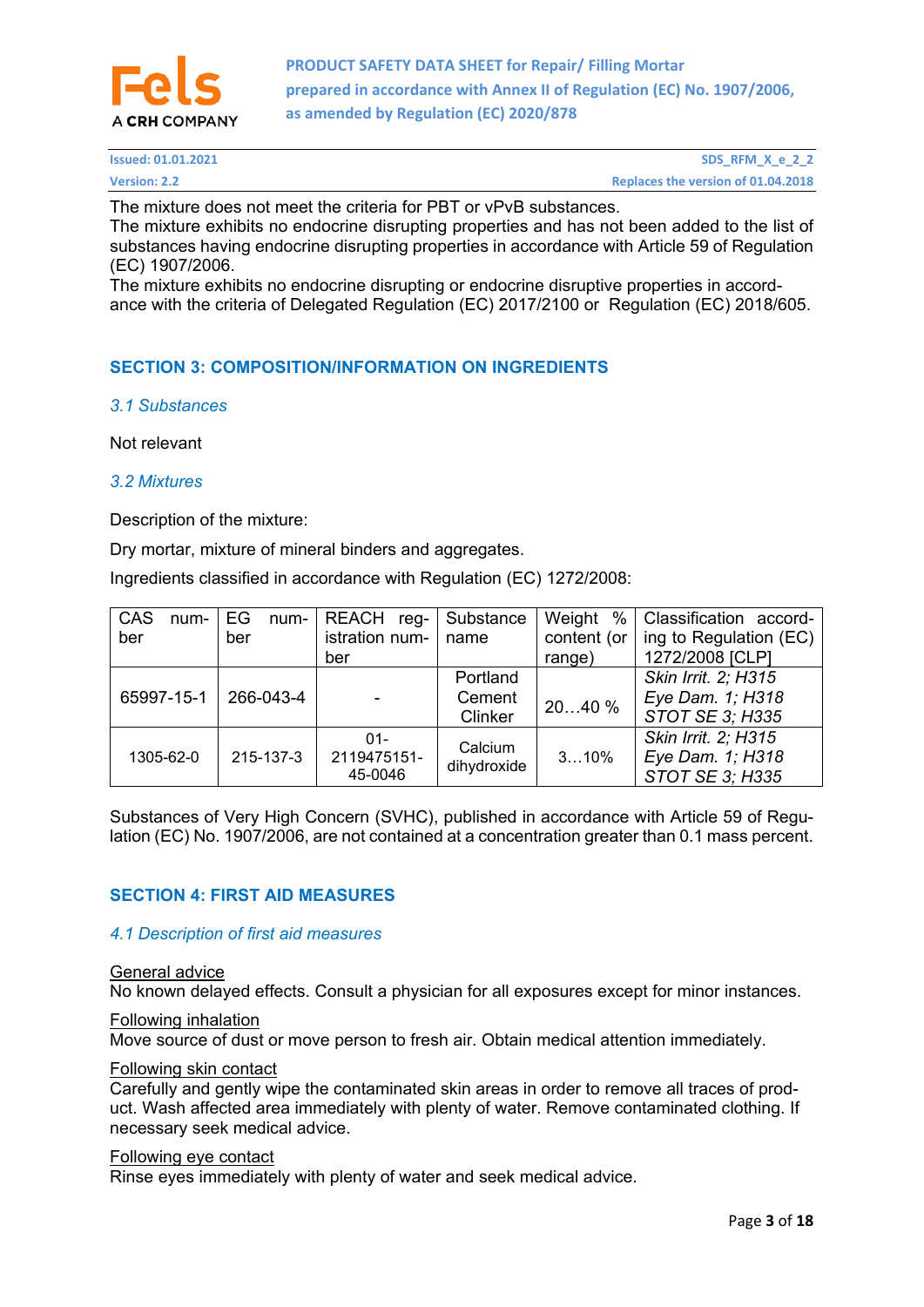The mixture does not meet the criteria for PBT or vPvB substances.
The mixture exhibits no endocrine disrupting properties and has not been added to the list of substances having endocrine disrupting properties in accordance with Article 59 of Regulation (EC) 1907/2006.
The mixture exhibits no endocrine disrupting or endocrine disruptive properties in accordance with the criteria of Delegated Regulation (EC) 2017/2100 or Regulation (EC) 2018/605.

## SECTION 3: COMPOSITION/INFORMATION ON INGREDIENTS

### *3.1 Substances*

Not relevant

### *3.2 Mixtures*

Description of the mixture:

Dry mortar, mixture of mineral binders and aggregates.

Ingredients classified in accordance with Regulation (EC) 1272/2008:

| CAS number | EG number | REACH registration number | Substance name | Weight % content (or range) | Classification according to Regulation (EC) 1272/2008 [CLP] |
|---|---|---|---|---|---|
| 65997-15-1 | 266-043-4 | - | Portland Cement Clinker | 20…40 % | *Skin Irrit. 2; H315*<br>*Eye Dam. 1; H318*<br>*STOT SE 3; H335* |
| 1305-62-0 | 215-137-3 | 01-2119475151-45-0046 | Calcium dihydroxide | 3…10% | *Skin Irrit. 2; H315*<br>*Eye Dam. 1; H318*<br>*STOT SE 3; H335* |

Substances of Very High Concern (SVHC), published in accordance with Article 59 of Regulation (EC) No. 1907/2006, are not contained at a concentration greater than 0.1 mass percent.

## SECTION 4: FIRST AID MEASURES

### *4.1 Description of first aid measures*

General advice
No known delayed effects. Consult a physician for all exposures except for minor instances.

Following inhalation
Move source of dust or move person to fresh air. Obtain medical attention immediately.

Following skin contact
Carefully and gently wipe the contaminated skin areas in order to remove all traces of product. Wash affected area immediately with plenty of water. Remove contaminated clothing. If necessary seek medical advice.

Following eye contact
Rinse eyes immediately with plenty of water and seek medical advice.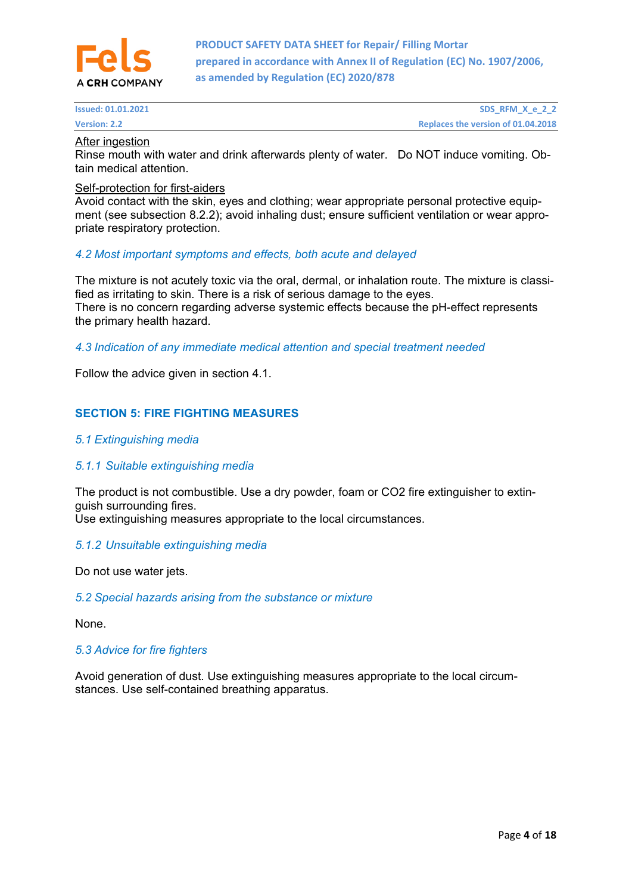After ingestion

Rinse mouth with water and drink afterwards plenty of water. Do NOT induce vomiting. Obtain medical attention.

Self-protection for first-aiders

Avoid contact with the skin, eyes and clothing; wear appropriate personal protective equipment (see subsection 8.2.2); avoid inhaling dust; ensure sufficient ventilation or wear appropriate respiratory protection.

### *4.2 Most important symptoms and effects, both acute and delayed*

The mixture is not acutely toxic via the oral, dermal, or inhalation route. The mixture is classified as irritating to skin. There is a risk of serious damage to the eyes.
There is no concern regarding adverse systemic effects because the pH-effect represents the primary health hazard.

### *4.3 Indication of any immediate medical attention and special treatment needed*

Follow the advice given in section 4.1.

## SECTION 5: FIRE FIGHTING MEASURES

### *5.1 Extinguishing media*

#### *5.1.1 Suitable extinguishing media*

The product is not combustible. Use a dry powder, foam or $CO_2$ fire extinguisher to extinguish surrounding fires.
Use extinguishing measures appropriate to the local circumstances.

#### *5.1.2 Unsuitable extinguishing media*

Do not use water jets.

### *5.2 Special hazards arising from the substance or mixture*

None.

### *5.3 Advice for fire fighters*

Avoid generation of dust. Use extinguishing measures appropriate to the local circumstances. Use self-contained breathing apparatus.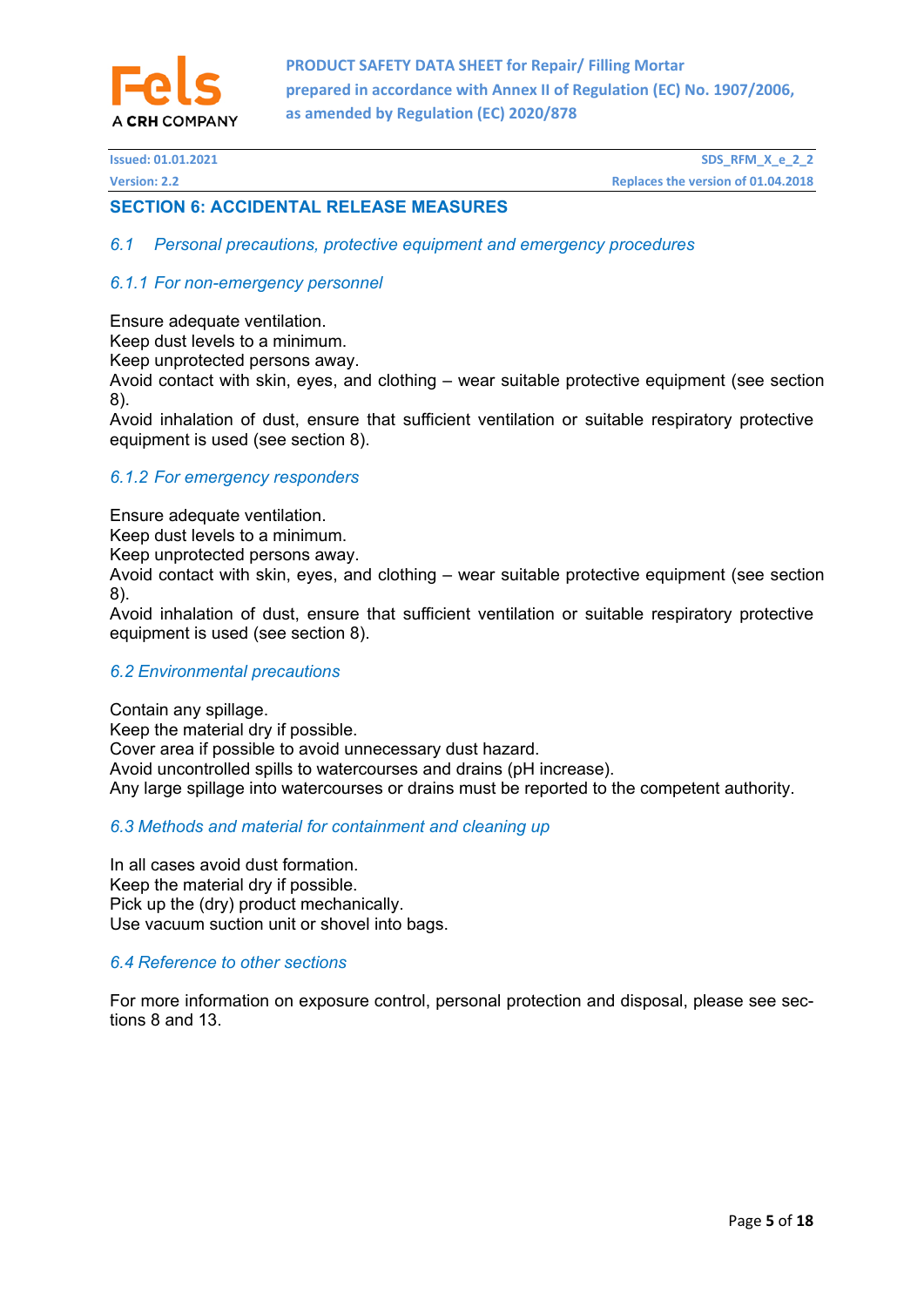## SECTION 6: ACCIDENTAL RELEASE MEASURES

### *6.1 Personal precautions, protective equipment and emergency procedures*

#### *6.1.1 For non-emergency personnel*

Ensure adequate ventilation.
Keep dust levels to a minimum.
Keep unprotected persons away.
Avoid contact with skin, eyes, and clothing – wear suitable protective equipment (see section 8).
Avoid inhalation of dust, ensure that sufficient ventilation or suitable respiratory protective equipment is used (see section 8).

#### *6.1.2 For emergency responders*

Ensure adequate ventilation.
Keep dust levels to a minimum.
Keep unprotected persons away.
Avoid contact with skin, eyes, and clothing – wear suitable protective equipment (see section 8).
Avoid inhalation of dust, ensure that sufficient ventilation or suitable respiratory protective equipment is used (see section 8).

### *6.2 Environmental precautions*

Contain any spillage.
Keep the material dry if possible.
Cover area if possible to avoid unnecessary dust hazard.
Avoid uncontrolled spills to watercourses and drains (pH increase).
Any large spillage into watercourses or drains must be reported to the competent authority.

### *6.3 Methods and material for containment and cleaning up*

In all cases avoid dust formation.
Keep the material dry if possible.
Pick up the (dry) product mechanically.
Use vacuum suction unit or shovel into bags.

### *6.4 Reference to other sections*

For more information on exposure control, personal protection and disposal, please see sections 8 and 13.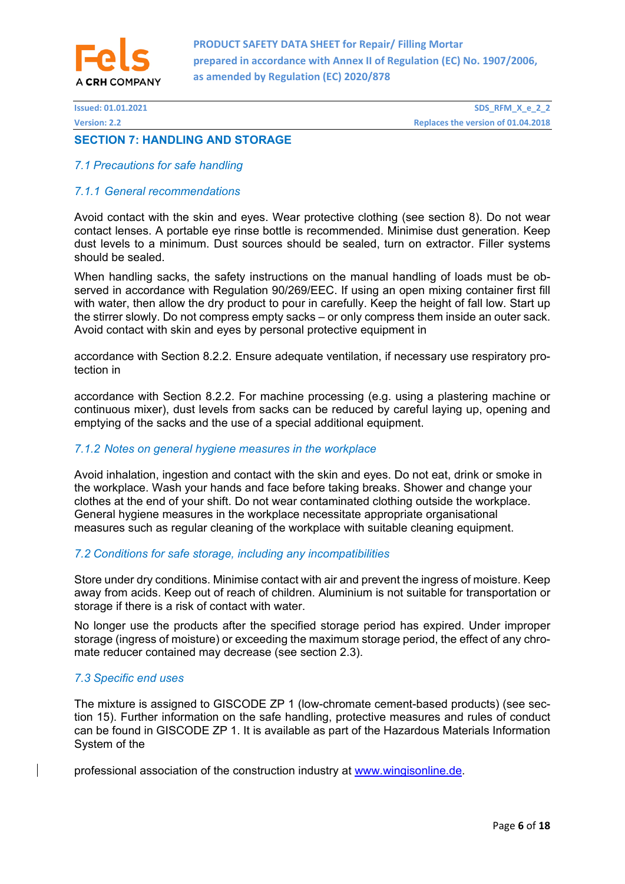## SECTION 7: HANDLING AND STORAGE

### *7.1 Precautions for safe handling*

#### *7.1.1 General recommendations*

Avoid contact with the skin and eyes. Wear protective clothing (see section 8). Do not wear contact lenses. A portable eye rinse bottle is recommended. Minimise dust generation. Keep dust levels to a minimum. Dust sources should be sealed, turn on extractor. Filler systems should be sealed.

When handling sacks, the safety instructions on the manual handling of loads must be observed in accordance with Regulation 90/269/EEC. If using an open mixing container first fill with water, then allow the dry product to pour in carefully. Keep the height of fall low. Start up the stirrer slowly. Do not compress empty sacks – or only compress them inside an outer sack. Avoid contact with skin and eyes by personal protective equipment in

accordance with Section 8.2.2. Ensure adequate ventilation, if necessary use respiratory protection in

accordance with Section 8.2.2. For machine processing (e.g. using a plastering machine or continuous mixer), dust levels from sacks can be reduced by careful laying up, opening and emptying of the sacks and the use of a special additional equipment.

#### *7.1.2 Notes on general hygiene measures in the workplace*

Avoid inhalation, ingestion and contact with the skin and eyes. Do not eat, drink or smoke in the workplace. Wash your hands and face before taking breaks. Shower and change your clothes at the end of your shift. Do not wear contaminated clothing outside the workplace. General hygiene measures in the workplace necessitate appropriate organisational measures such as regular cleaning of the workplace with suitable cleaning equipment.

### *7.2 Conditions for safe storage, including any incompatibilities*

Store under dry conditions. Minimise contact with air and prevent the ingress of moisture. Keep away from acids. Keep out of reach of children. Aluminium is not suitable for transportation or storage if there is a risk of contact with water.

No longer use the products after the specified storage period has expired. Under improper storage (ingress of moisture) or exceeding the maximum storage period, the effect of any chromate reducer contained may decrease (see section 2.3).

### *7.3 Specific end uses*

The mixture is assigned to GISCODE ZP 1 (low-chromate cement-based products) (see section 15). Further information on the safe handling, protective measures and rules of conduct can be found in GISCODE ZP 1. It is available as part of the Hazardous Materials Information System of the

professional association of the construction industry at [www.wingisonline.de](http://www.wingisonline.de).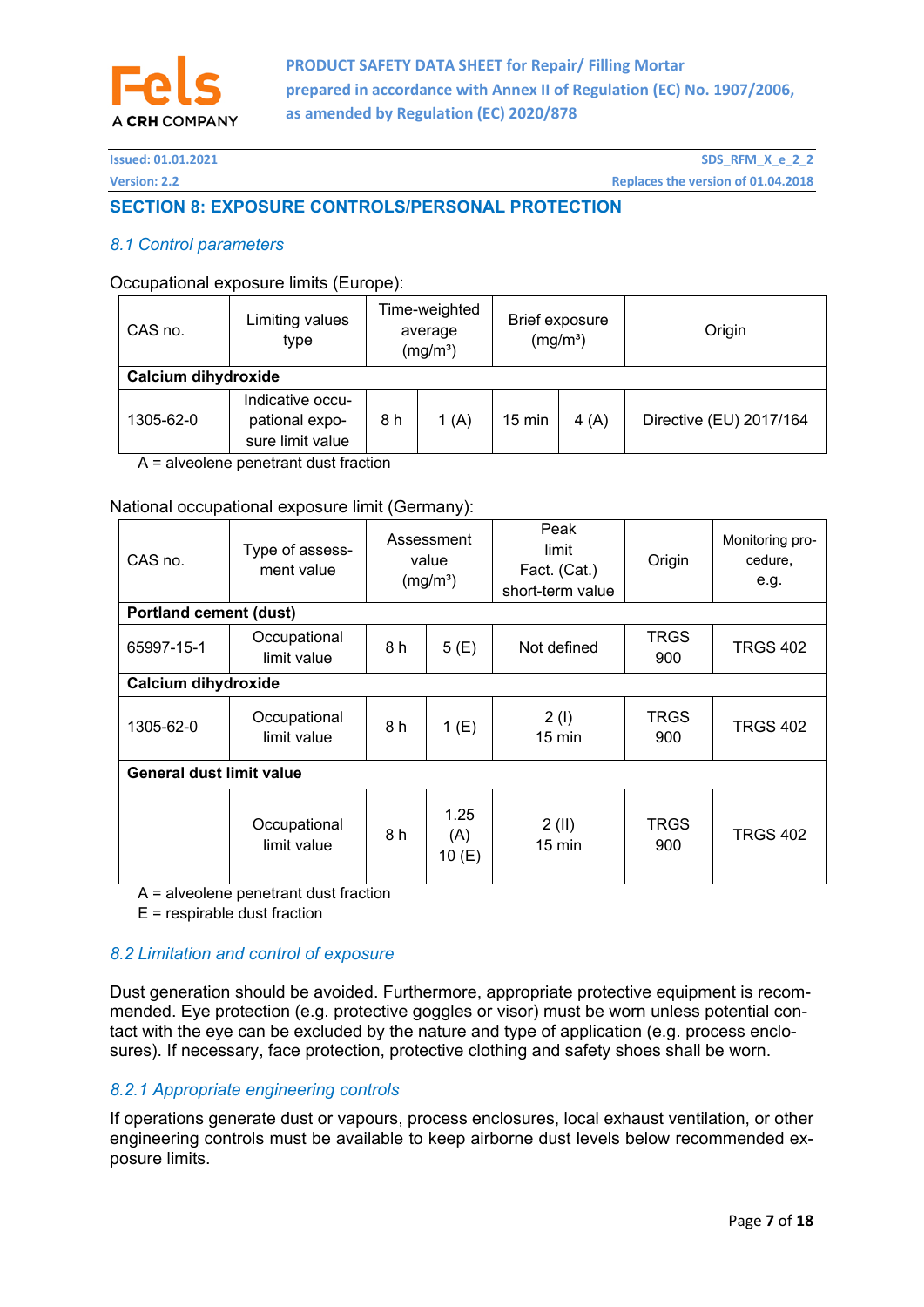## SECTION 8: EXPOSURE CONTROLS/PERSONAL PROTECTION

### *8.1 Control parameters*

Occupational exposure limits (Europe):

| CAS no. | Limiting values type | Time-weighted average (mg/m³) | | Brief exposure (mg/m³) | | Origin |
|---|---|---|---|---|---|---|
| **Calcium dihydroxide** | | | | | | |
| 1305-62-0 | Indicative occupational exposure limit value | 8 h | 1 (A) | 15 min | 4 (A) | Directive (EU) 2017/164 |

A = alveolene penetrant dust fraction

National occupational exposure limit (Germany):

| CAS no. | Type of assessment value | Assessment value (mg/m³) | | Peak limit Fact. (Cat.) short-term value | Origin | Monitoring procedure, e.g. |
|---|---|---|---|---|---|---|
| **Portland cement (dust)** | | | | | | |
| 65997-15-1 | Occupational limit value | 8 h | 5 (E) | Not defined | TRGS 900 | TRGS 402 |
| **Calcium dihydroxide** | | | | | | |
| 1305-62-0 | Occupational limit value | 8 h | 1 (E) | 2 (I) 15 min | TRGS 900 | TRGS 402 |
| **General dust limit value** | | | | | | |
| | Occupational limit value | 8 h | 1.25 (A) 10 (E) | 2 (II) 15 min | TRGS 900 | TRGS 402 |

A = alveolene penetrant dust fraction
E = respirable dust fraction

### *8.2 Limitation and control of exposure*

Dust generation should be avoided. Furthermore, appropriate protective equipment is recommended. Eye protection (e.g. protective goggles or visor) must be worn unless potential contact with the eye can be excluded by the nature and type of application (e.g. process enclosures). If necessary, face protection, protective clothing and safety shoes shall be worn.

#### *8.2.1 Appropriate engineering controls*

If operations generate dust or vapours, process enclosures, local exhaust ventilation, or other engineering controls must be available to keep airborne dust levels below recommended exposure limits.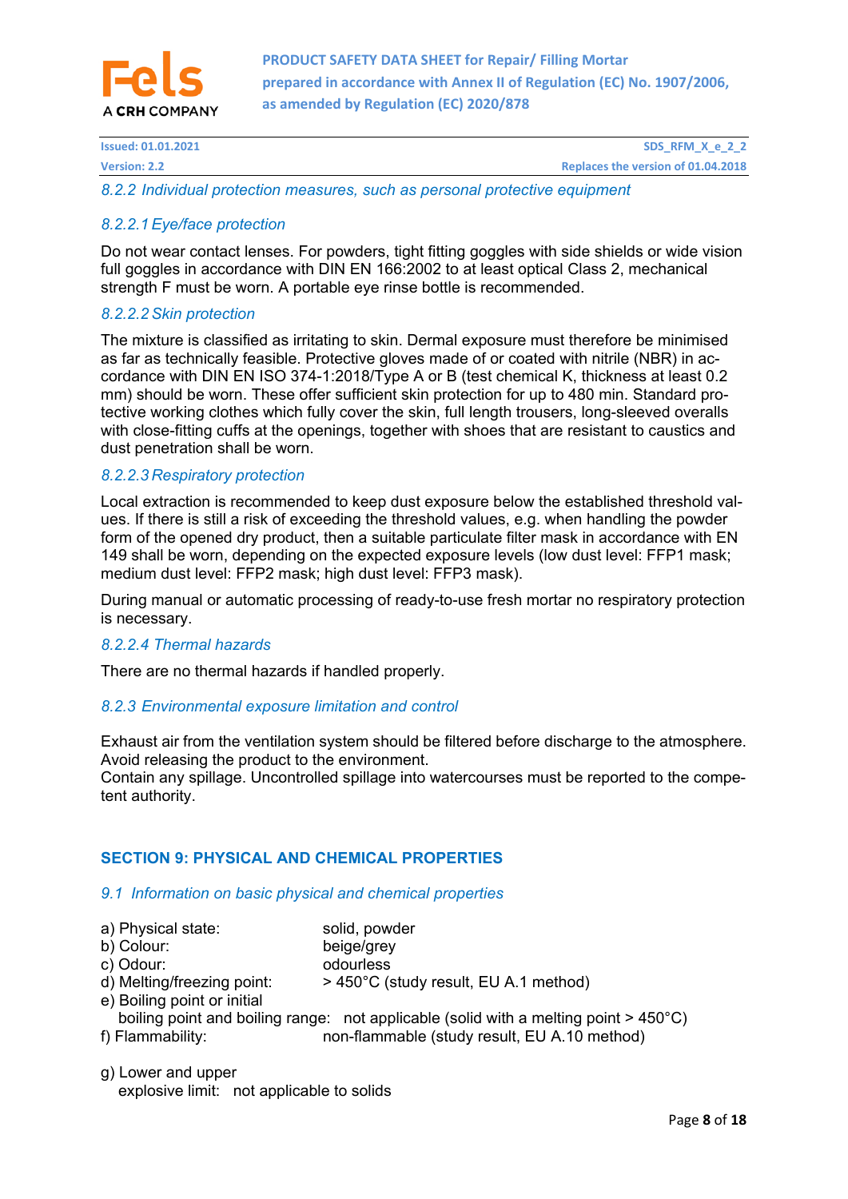*8.2.2 Individual protection measures, such as personal protective equipment*

*8.2.2.1 Eye/face protection*

Do not wear contact lenses. For powders, tight fitting goggles with side shields or wide vision full goggles in accordance with DIN EN 166:2002 to at least optical Class 2, mechanical strength F must be worn. A portable eye rinse bottle is recommended.

*8.2.2.2 Skin protection*

The mixture is classified as irritating to skin. Dermal exposure must therefore be minimised as far as technically feasible. Protective gloves made of or coated with nitrile (NBR) in accordance with DIN EN ISO 374-1:2018/Type A or B (test chemical K, thickness at least 0.2 mm) should be worn. These offer sufficient skin protection for up to 480 min. Standard protective working clothes which fully cover the skin, full length trousers, long-sleeved overalls with close-fitting cuffs at the openings, together with shoes that are resistant to caustics and dust penetration shall be worn.

*8.2.2.3 Respiratory protection*

Local extraction is recommended to keep dust exposure below the established threshold values. If there is still a risk of exceeding the threshold values, e.g. when handling the powder form of the opened dry product, then a suitable particulate filter mask in accordance with EN 149 shall be worn, depending on the expected exposure levels (low dust level: FFP1 mask; medium dust level: FFP2 mask; high dust level: FFP3 mask).

During manual or automatic processing of ready-to-use fresh mortar no respiratory protection is necessary.

*8.2.2.4 Thermal hazards*

There are no thermal hazards if handled properly.

*8.2.3 Environmental exposure limitation and control*

Exhaust air from the ventilation system should be filtered before discharge to the atmosphere. Avoid releasing the product to the environment.
Contain any spillage. Uncontrolled spillage into watercourses must be reported to the competent authority.

## SECTION 9: PHYSICAL AND CHEMICAL PROPERTIES

*9.1 Information on basic physical and chemical properties*

a) Physical state: solid, powder
b) Colour: beige/grey
c) Odour: odourless
d) Melting/freezing point: > 450°C (study result, EU A.1 method)
e) Boiling point or initial boiling point and boiling range: not applicable (solid with a melting point > 450°C)
f) Flammability: non-flammable (study result, EU A.10 method)

g) Lower and upper explosive limit: not applicable to solids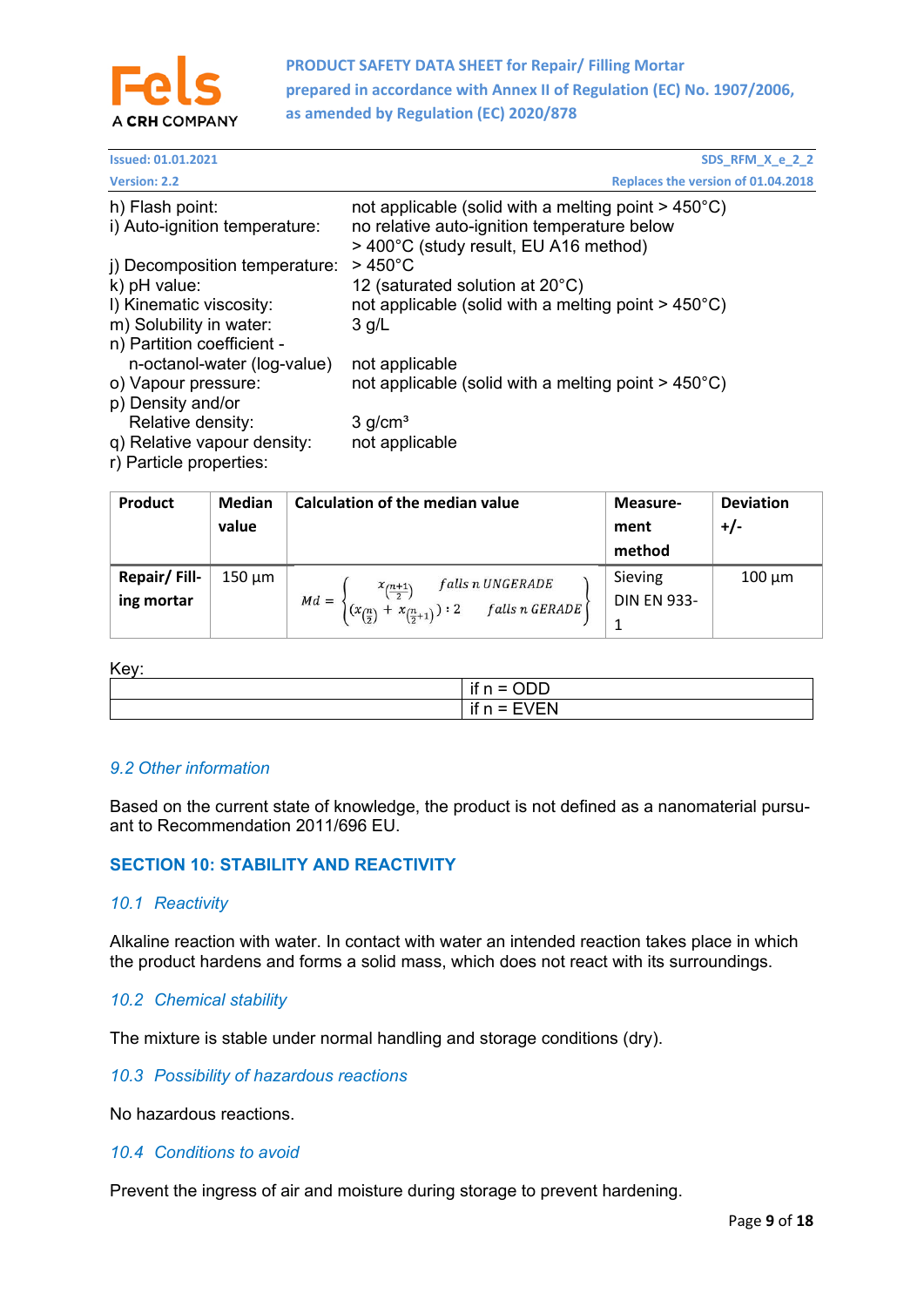h) Flash point: not applicable (solid with a melting point > 450°C)
i) Auto-ignition temperature: no relative auto-ignition temperature below > 400°C (study result, EU A16 method)
j) Decomposition temperature: > 450°C
k) pH value: 12 (saturated solution at 20°C)
l) Kinematic viscosity: not applicable (solid with a melting point > 450°C)
m) Solubility in water: 3 g/L
n) Partition coefficient - n-octanol-water (log-value): not applicable
o) Vapour pressure: not applicable (solid with a melting point > 450°C)
p) Density and/or Relative density: 3 g/cm³
q) Relative vapour density: not applicable
r) Particle properties:

| Product | Median value | Calculation of the median value | Measurement method | Deviation +/- |
|---|---|---|---|---|
| Repair/ Filling mortar | 150 µm | $Md = \begin{cases} x_{\left(\frac{n+1}{2}\right)} & falls\ n\ UNGERADE \\ \left(x_{\left(\frac{n}{2}\right)} + x_{\left(\frac{n}{2}+1\right)}\right) : 2 & falls\ n\ GERADE \end{cases}$ | Sieving DIN EN 933-1 | 100 µm |

Key:

| | |
|---|---|
| | if n = ODD |
| | if n = EVEN |

### 9.2 Other information

Based on the current state of knowledge, the product is not defined as a nanomaterial pursuant to Recommendation 2011/696 EU.

## SECTION 10: STABILITY AND REACTIVITY

### 10.1 Reactivity

Alkaline reaction with water. In contact with water an intended reaction takes place in which the product hardens and forms a solid mass, which does not react with its surroundings.

### 10.2 Chemical stability

The mixture is stable under normal handling and storage conditions (dry).

### 10.3 Possibility of hazardous reactions

No hazardous reactions.

### 10.4 Conditions to avoid

Prevent the ingress of air and moisture during storage to prevent hardening.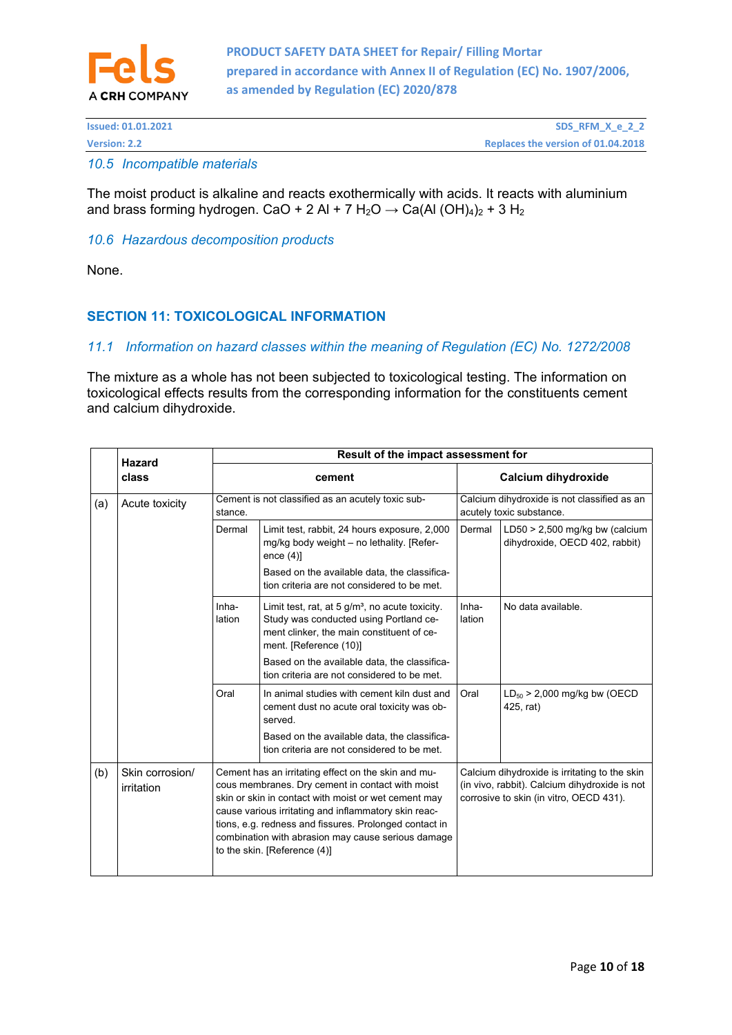### 10.5 Incompatible materials

The moist product is alkaline and reacts exothermically with acids. It reacts with aluminium and brass forming hydrogen. $CaO + 2\ Al + 7\ H_2O \rightarrow Ca(Al\ (OH)_4)_2 + 3\ H_2$

### 10.6 Hazardous decomposition products

None.

## SECTION 11: TOXICOLOGICAL INFORMATION

### 11.1 Information on hazard classes within the meaning of Regulation (EC) No. 1272/2008

The mixture as a whole has not been subjected to toxicological testing. The information on toxicological effects results from the corresponding information for the constituents cement and calcium dihydroxide.

| | Hazard class | Result of the impact assessment for | | | |
|---|---|---|---|---|---|
| | | cement | | Calcium dihydroxide | |
| (a) | Acute toxicity | Cement is not classified as an acutely toxic substance. | | Calcium dihydroxide is not classified as an acutely toxic substance. | |
| | | Dermal | Limit test, rabbit, 24 hours exposure, 2,000 mg/kg body weight – no lethality. [Reference (4)]<br>Based on the available data, the classification criteria are not considered to be met. | Dermal | LD50 > 2,500 mg/kg bw (calcium dihydroxide, OECD 402, rabbit) |
| | | Inhalation | Limit test, rat, at 5 g/m³, no acute toxicity. Study was conducted using Portland cement clinker, the main constituent of cement. [Reference (10)]<br>Based on the available data, the classification criteria are not considered to be met. | Inhalation | No data available. |
| | | Oral | In animal studies with cement kiln dust and cement dust no acute oral toxicity was observed.<br>Based on the available data, the classification criteria are not considered to be met. | Oral | $LD_{50}$ > 2,000 mg/kg bw (OECD 425, rat) |
| (b) | Skin corrosion/ irritation | Cement has an irritating effect on the skin and mucous membranes. Dry cement in contact with moist skin or skin in contact with moist or wet cement may cause various irritating and inflammatory skin reactions, e.g. redness and fissures. Prolonged contact in combination with abrasion may cause serious damage to the skin. [Reference (4)] | | Calcium dihydroxide is irritating to the skin (in vivo, rabbit). Calcium dihydroxide is not corrosive to skin (in vitro, OECD 431). | |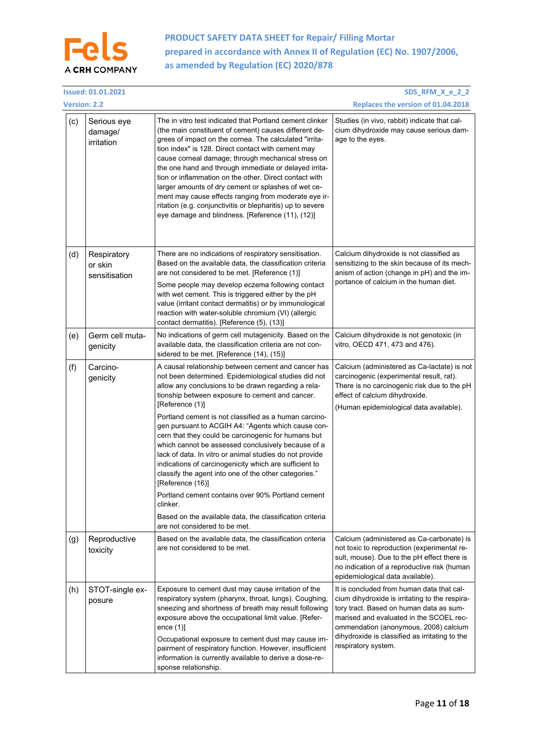| | | | |
|---|---|---|---|
| (c) | Serious eye damage/ irritation | The in vitro test indicated that Portland cement clinker (the main constituent of cement) causes different degrees of impact on the cornea. The calculated "irritation index" is 128. Direct contact with cement may cause corneal damage; through mechanical stress on the one hand and through immediate or delayed irritation or inflammation on the other. Direct contact with larger amounts of dry cement or splashes of wet cement may cause effects ranging from moderate eye irritation (e.g. conjunctivitis or blepharitis) up to severe eye damage and blindness. [Reference (11), (12)] | Studies (in vivo, rabbit) indicate that calcium dihydroxide may cause serious damage to the eyes. |
| (d) | Respiratory or skin sensitisation | There are no indications of respiratory sensitisation. Based on the available data, the classification criteria are not considered to be met. [Reference (1)]<br><br>Some people may develop eczema following contact with wet cement. This is triggered either by the pH value (irritant contact dermatitis) or by immunological reaction with water-soluble chromium (VI) (allergic contact dermatitis). [Reference (5), (13)] | Calcium dihydroxide is not classified as sensitizing to the skin because of its mechanism of action (change in pH) and the importance of calcium in the human diet. |
| (e) | Germ cell mutagenicity | No indications of germ cell mutagenicity. Based on the available data, the classification criteria are not considered to be met. [Reference (14), (15)] | Calcium dihydroxide is not genotoxic (in vitro, OECD 471, 473 and 476). |
| (f) | Carcinogenicity | A causal relationship between cement and cancer has not been determined. Epidemiological studies did not allow any conclusions to be drawn regarding a relationship between exposure to cement and cancer. [Reference (1)]<br><br>Portland cement is not classified as a human carcinogen pursuant to ACGIH A4: "Agents which cause concern that they could be carcinogenic for humans but which cannot be assessed conclusively because of a lack of data. In vitro or animal studies do not provide indications of carcinogenicity which are sufficient to classify the agent into one of the other categories." [Reference (16)]<br><br>Portland cement contains over 90% Portland cement clinker.<br><br>Based on the available data, the classification criteria are not considered to be met. | Calcium (administered as Ca-lactate) is not carcinogenic (experimental result, rat). There is no carcinogenic risk due to the pH effect of calcium dihydroxide.<br><br>(Human epidemiological data available). |
| (g) | Reproductive toxicity | Based on the available data, the classification criteria are not considered to be met. | Calcium (administered as Ca-carbonate) is not toxic to reproduction (experimental result, mouse). Due to the pH effect there is no indication of a reproductive risk (human epidemiological data available). |
| (h) | STOT-single exposure | Exposure to cement dust may cause irritation of the respiratory system (pharynx, throat, lungs). Coughing, sneezing and shortness of breath may result following exposure above the occupational limit value. [Reference (1)]<br><br>Occupational exposure to cement dust may cause impairment of respiratory function. However, insufficient information is currently available to derive a dose-response relationship. | It is concluded from human data that calcium dihydroxide is irritating to the respiratory tract. Based on human data as summarised and evaluated in the SCOEL recommendation (anonymous, 2008) calcium dihydroxide is classified as irritating to the respiratory system. |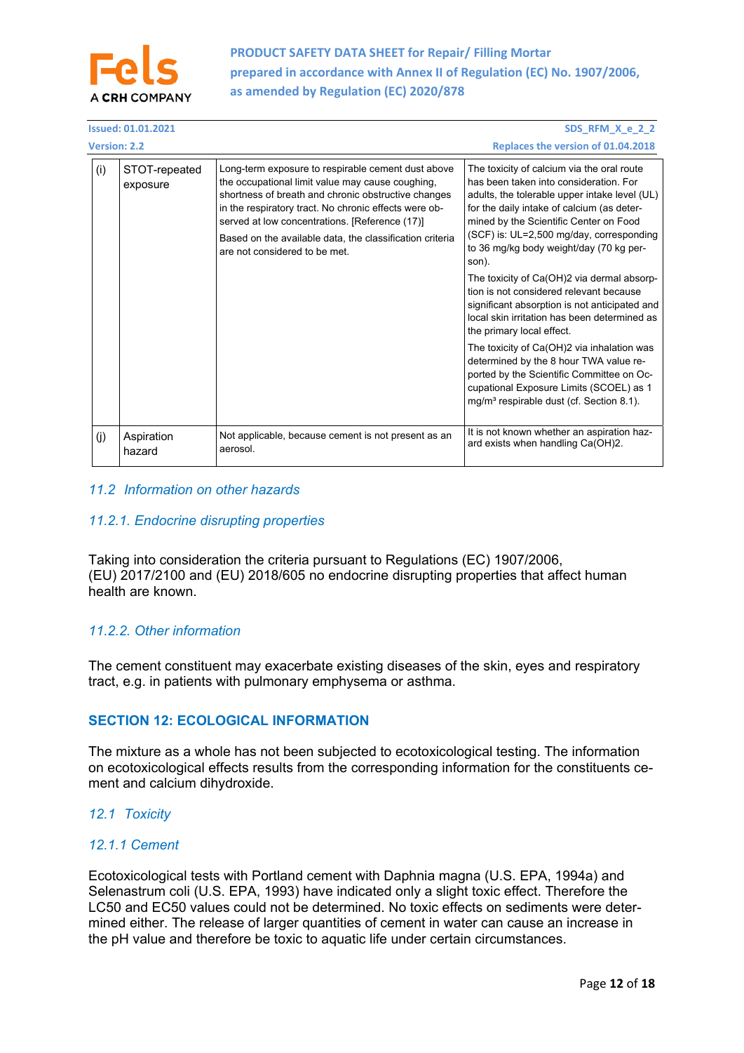| (i) | STOT-repeated exposure | Long-term exposure to respirable cement dust above the occupational limit value may cause coughing, shortness of breath and chronic obstructive changes in the respiratory tract. No chronic effects were observed at low concentrations. [Reference (17)]<br><br>Based on the available data, the classification criteria are not considered to be met. | The toxicity of calcium via the oral route has been taken into consideration. For adults, the tolerable upper intake level (UL) for the daily intake of calcium (as determined by the Scientific Center on Food (SCF) is: UL=2,500 mg/day, corresponding to 36 mg/kg body weight/day (70 kg person).<br><br>The toxicity of $Ca(OH)_2$ via dermal absorption is not considered relevant because significant absorption is not anticipated and local skin irritation has been determined as the primary local effect.<br><br>The toxicity of $Ca(OH)_2$ via inhalation was determined by the 8 hour TWA value reported by the Scientific Committee on Occupational Exposure Limits (SCOEL) as 1 mg/m³ respirable dust (cf. Section 8.1). |
|---|---|---|---|
| (j) | Aspiration hazard | Not applicable, because cement is not present as an aerosol. | It is not known whether an aspiration hazard exists when handling $Ca(OH)_2$. |

### *11.2 Information on other hazards*

#### *11.2.1. Endocrine disrupting properties*

Taking into consideration the criteria pursuant to Regulations (EC) 1907/2006, (EU) 2017/2100 and (EU) 2018/605 no endocrine disrupting properties that affect human health are known.

#### *11.2.2. Other information*

The cement constituent may exacerbate existing diseases of the skin, eyes and respiratory tract, e.g. in patients with pulmonary emphysema or asthma.

## SECTION 12: ECOLOGICAL INFORMATION

The mixture as a whole has not been subjected to ecotoxicological testing. The information on ecotoxicological effects results from the corresponding information for the constituents cement and calcium dihydroxide.

### *12.1 Toxicity*

#### *12.1.1 Cement*

Ecotoxicological tests with Portland cement with Daphnia magna (U.S. EPA, 1994a) and Selenastrum coli (U.S. EPA, 1993) have indicated only a slight toxic effect. Therefore the LC50 and EC50 values could not be determined. No toxic effects on sediments were determined either. The release of larger quantities of cement in water can cause an increase in the pH value and therefore be toxic to aquatic life under certain circumstances.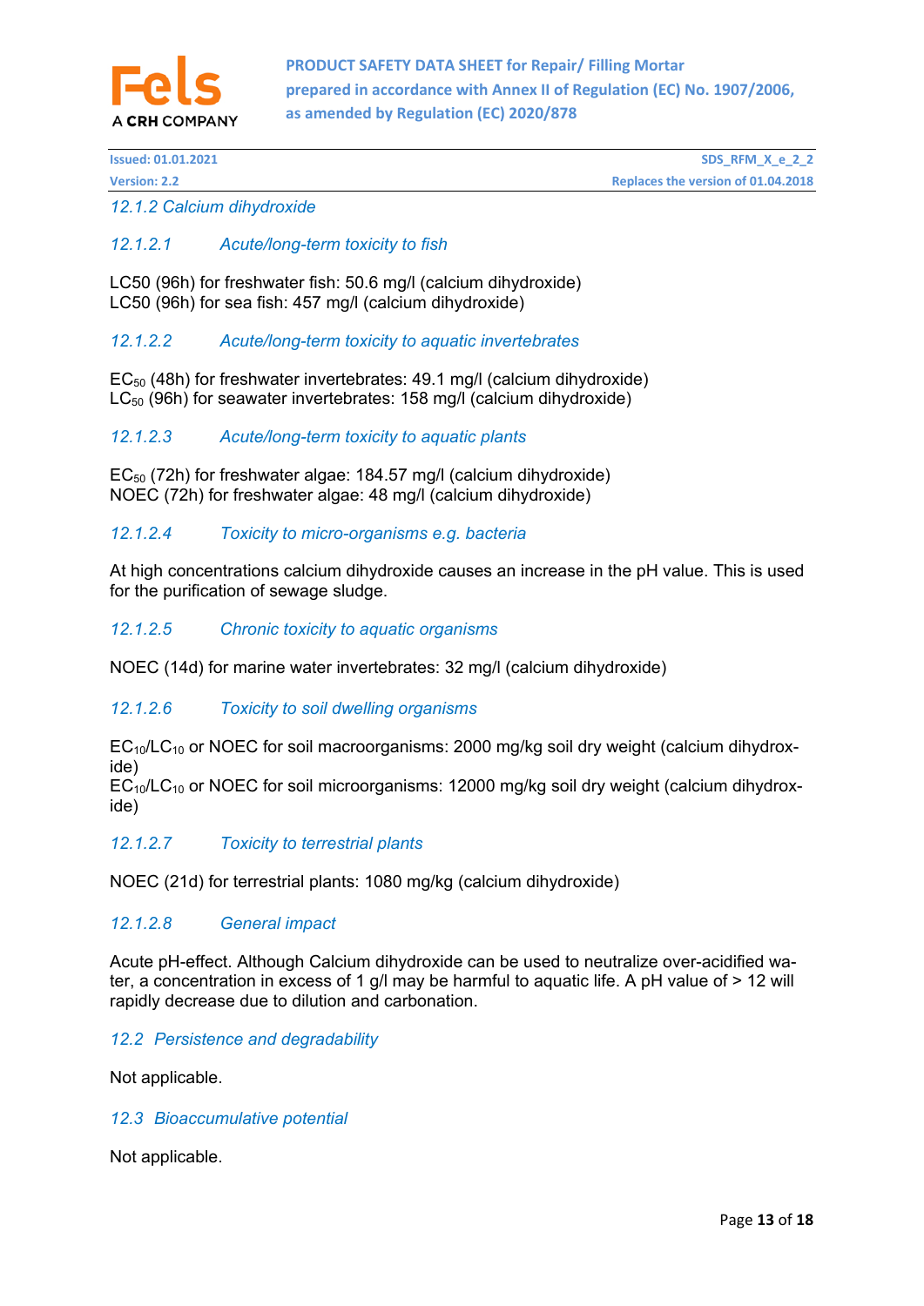### 12.1.2 Calcium dihydroxide

#### 12.1.2.1 Acute/long-term toxicity to fish

LC50 (96h) for freshwater fish: 50.6 mg/l (calcium dihydroxide)
LC50 (96h) for sea fish: 457 mg/l (calcium dihydroxide)

#### 12.1.2.2 Acute/long-term toxicity to aquatic invertebrates

$EC_{50}$ (48h) for freshwater invertebrates: 49.1 mg/l (calcium dihydroxide)
$LC_{50}$ (96h) for seawater invertebrates: 158 mg/l (calcium dihydroxide)

#### 12.1.2.3 Acute/long-term toxicity to aquatic plants

$EC_{50}$ (72h) for freshwater algae: 184.57 mg/l (calcium dihydroxide)
NOEC (72h) for freshwater algae: 48 mg/l (calcium dihydroxide)

#### 12.1.2.4 Toxicity to micro-organisms e.g. bacteria

At high concentrations calcium dihydroxide causes an increase in the pH value. This is used for the purification of sewage sludge.

#### 12.1.2.5 Chronic toxicity to aquatic organisms

NOEC (14d) for marine water invertebrates: 32 mg/l (calcium dihydroxide)

#### 12.1.2.6 Toxicity to soil dwelling organisms

$EC_{10}/LC_{10}$ or NOEC for soil macroorganisms: 2000 mg/kg soil dry weight (calcium dihydroxide)
$EC_{10}/LC_{10}$ or NOEC for soil microorganisms: 12000 mg/kg soil dry weight (calcium dihydroxide)

#### 12.1.2.7 Toxicity to terrestrial plants

NOEC (21d) for terrestrial plants: 1080 mg/kg (calcium dihydroxide)

#### 12.1.2.8 General impact

Acute pH-effect. Although Calcium dihydroxide can be used to neutralize over-acidified water, a concentration in excess of 1 g/l may be harmful to aquatic life. A pH value of > 12 will rapidly decrease due to dilution and carbonation.

## 12.2 Persistence and degradability

Not applicable.

## 12.3 Bioaccumulative potential

Not applicable.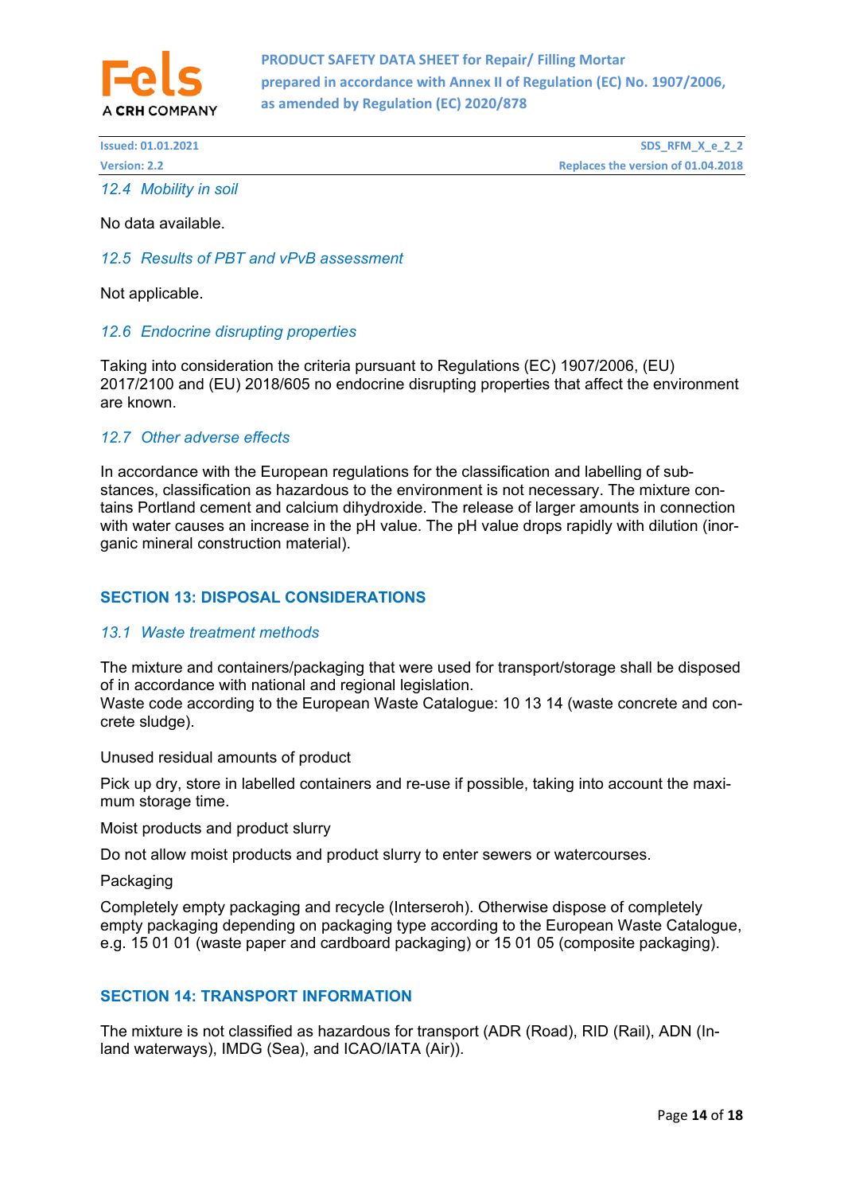### *12.4 Mobility in soil*

No data available.

### *12.5 Results of PBT and vPvB assessment*

Not applicable.

### *12.6 Endocrine disrupting properties*

Taking into consideration the criteria pursuant to Regulations (EC) 1907/2006, (EU) 2017/2100 and (EU) 2018/605 no endocrine disrupting properties that affect the environment are known.

### *12.7 Other adverse effects*

In accordance with the European regulations for the classification and labelling of substances, classification as hazardous to the environment is not necessary. The mixture contains Portland cement and calcium dihydroxide. The release of larger amounts in connection with water causes an increase in the pH value. The pH value drops rapidly with dilution (inorganic mineral construction material).

## SECTION 13: DISPOSAL CONSIDERATIONS

### *13.1 Waste treatment methods*

The mixture and containers/packaging that were used for transport/storage shall be disposed of in accordance with national and regional legislation.
Waste code according to the European Waste Catalogue: 10 13 14 (waste concrete and concrete sludge).

Unused residual amounts of product

Pick up dry, store in labelled containers and re-use if possible, taking into account the maximum storage time.

Moist products and product slurry

Do not allow moist products and product slurry to enter sewers or watercourses.

Packaging

Completely empty packaging and recycle (Interseroh). Otherwise dispose of completely empty packaging depending on packaging type according to the European Waste Catalogue, e.g. 15 01 01 (waste paper and cardboard packaging) or 15 01 05 (composite packaging).

## SECTION 14: TRANSPORT INFORMATION

The mixture is not classified as hazardous for transport (ADR (Road), RID (Rail), ADN (Inland waterways), IMDG (Sea), and ICAO/IATA (Air)).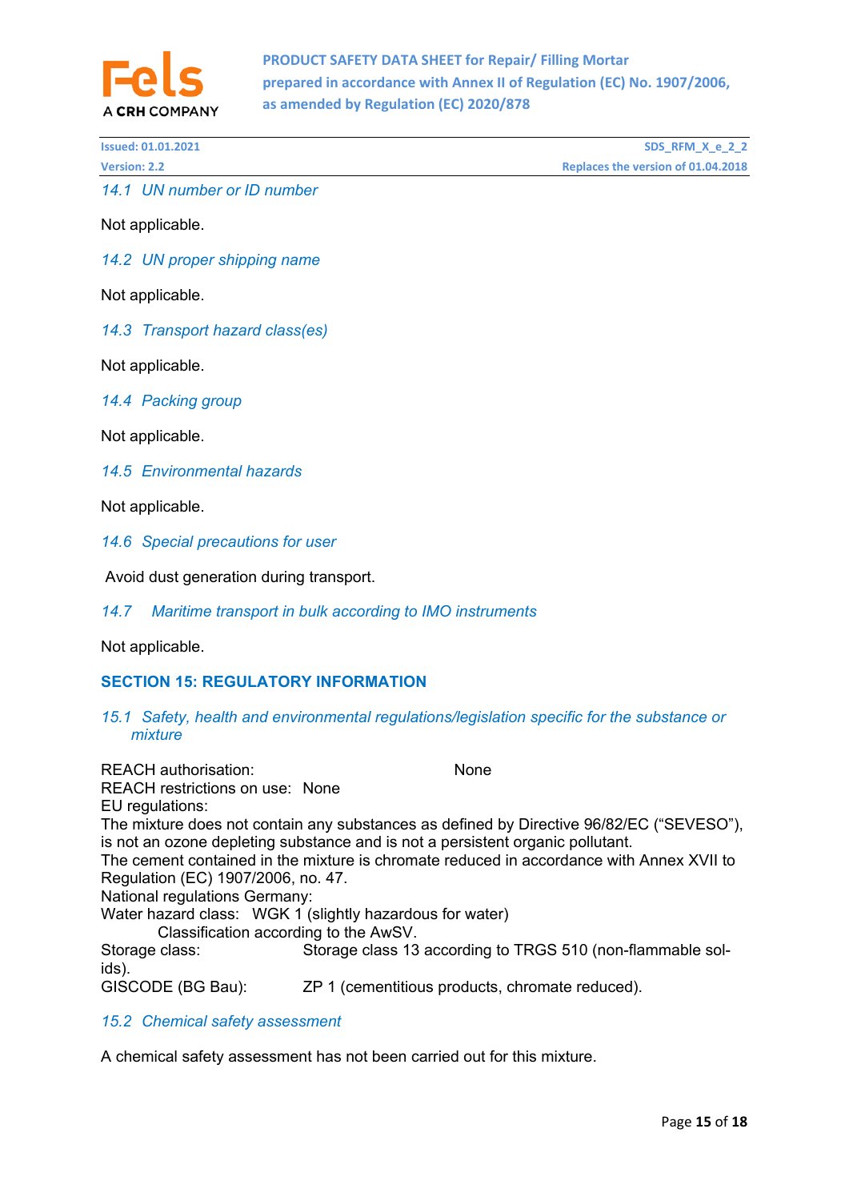### 14.1 UN number or ID number

Not applicable.

### 14.2 UN proper shipping name

Not applicable.

### 14.3 Transport hazard class(es)

Not applicable.

### 14.4 Packing group

Not applicable.

### 14.5 Environmental hazards

Not applicable.

### 14.6 Special precautions for user

Avoid dust generation during transport.

### 14.7 Maritime transport in bulk according to IMO instruments

Not applicable.

## SECTION 15: REGULATORY INFORMATION

### 15.1 Safety, health and environmental regulations/legislation specific for the substance or mixture

REACH authorisation: None
REACH restrictions on use: None
EU regulations:
The mixture does not contain any substances as defined by Directive 96/82/EC ("SEVESO"), is not an ozone depleting substance and is not a persistent organic pollutant.
The cement contained in the mixture is chromate reduced in accordance with Annex XVII to Regulation (EC) 1907/2006, no. 47.
National regulations Germany:
Water hazard class: WGK 1 (slightly hazardous for water)
Classification according to the AwSV.
Storage class: Storage class 13 according to TRGS 510 (non-flammable solids).
GISCODE (BG Bau): ZP 1 (cementitious products, chromate reduced).

### 15.2 Chemical safety assessment

A chemical safety assessment has not been carried out for this mixture.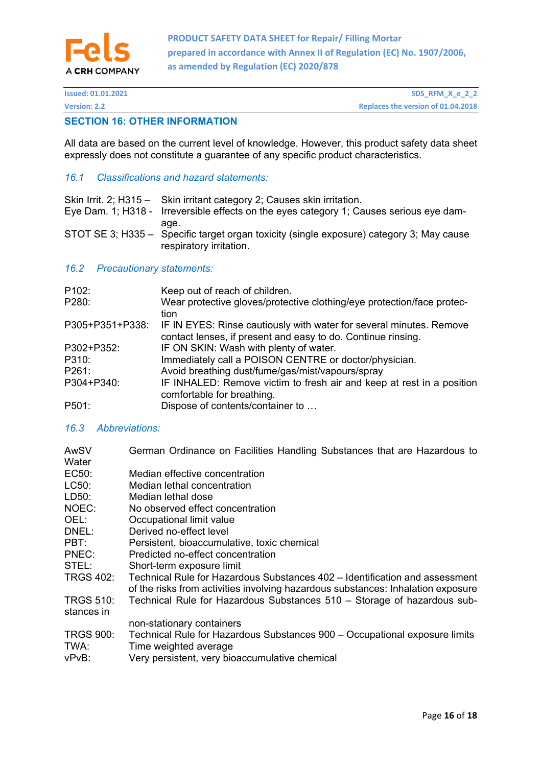## SECTION 16: OTHER INFORMATION

All data are based on the current level of knowledge. However, this product safety data sheet expressly does not constitute a guarantee of any specific product characteristics.

### *16.1 Classifications and hazard statements:*

| | |
|---|---|
| Skin Irrit. 2; H315 – | Skin irritant category 2; Causes skin irritation. |
| Eye Dam. 1; H318 - | Irreversible effects on the eyes category 1; Causes serious eye damage. |
| STOT SE 3; H335 – | Specific target organ toxicity (single exposure) category 3; May cause respiratory irritation. |

### *16.2 Precautionary statements:*

| | |
|---|---|
| P102: | Keep out of reach of children. |
| P280: | Wear protective gloves/protective clothing/eye protection/face protection |
| P305+P351+P338: | IF IN EYES: Rinse cautiously with water for several minutes. Remove contact lenses, if present and easy to do. Continue rinsing. |
| P302+P352: | IF ON SKIN: Wash with plenty of water. |
| P310: | Immediately call a POISON CENTRE or doctor/physician. |
| P261: | Avoid breathing dust/fume/gas/mist/vapours/spray |
| P304+P340: | IF INHALED: Remove victim to fresh air and keep at rest in a position comfortable for breathing. |
| P501: | Dispose of contents/container to … |

### *16.3 Abbreviations:*

| | |
|---|---|
| AwSV | German Ordinance on Facilities Handling Substances that are Hazardous to Water |
| EC50: | Median effective concentration |
| LC50: | Median lethal concentration |
| LD50: | Median lethal dose |
| NOEC: | No observed effect concentration |
| OEL: | Occupational limit value |
| DNEL: | Derived no-effect level |
| PBT: | Persistent, bioaccumulative, toxic chemical |
| PNEC: | Predicted no-effect concentration |
| STEL: | Short-term exposure limit |
| TRGS 402: | Technical Rule for Hazardous Substances 402 – Identification and assessment of the risks from activities involving hazardous substances: Inhalation exposure |
| TRGS 510: | Technical Rule for Hazardous Substances 510 – Storage of hazardous substances in non-stationary containers |
| TRGS 900: | Technical Rule for Hazardous Substances 900 – Occupational exposure limits |
| TWA: | Time weighted average |
| vPvB: | Very persistent, very bioaccumulative chemical |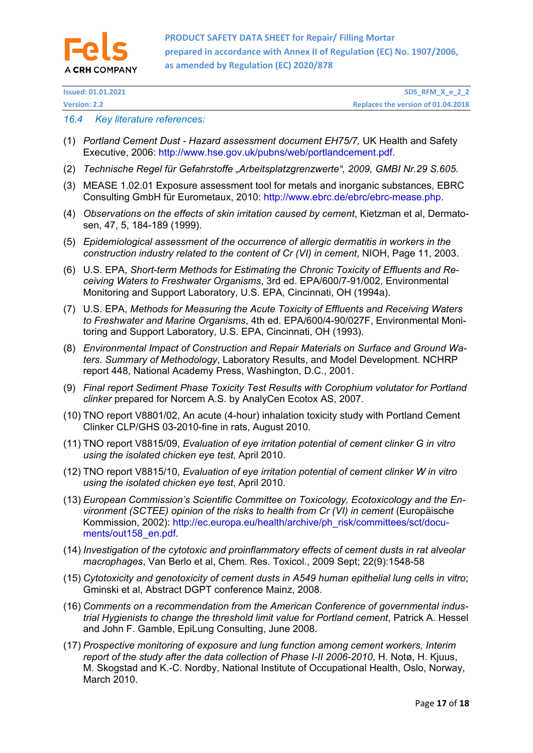### 16.4 Key literature references:

(1) *Portland Cement Dust - Hazard assessment document EH75/7,* UK Health and Safety Executive, 2006: http://www.hse.gov.uk/pubns/web/portlandcement.pdf.

(2) *Technische Regel für Gefahrstoffe „Arbeitsplatzgrenzwerte", 2009, GMBl Nr.29 S.605.*

(3) MEASE 1.02.01 Exposure assessment tool for metals and inorganic substances, EBRC Consulting GmbH für Eurometaux, 2010: http://www.ebrc.de/ebrc/ebrc-mease.php.

(4) *Observations on the effects of skin irritation caused by cement*, Kietzman et al, Dermatosen, 47, 5, 184-189 (1999).

(5) *Epidemiological assessment of the occurrence of allergic dermatitis in workers in the construction industry related to the content of Cr (VI) in cement*, NIOH, Page 11, 2003.

(6) U.S. EPA, *Short-term Methods for Estimating the Chronic Toxicity of Effluents and Receiving Waters to Freshwater Organisms*, 3rd ed. EPA/600/7-91/002, Environmental Monitoring and Support Laboratory, U.S. EPA, Cincinnati, OH (1994a).

(7) U.S. EPA, *Methods for Measuring the Acute Toxicity of Effluents and Receiving Waters to Freshwater and Marine Organisms*, 4th ed. EPA/600/4-90/027F, Environmental Monitoring and Support Laboratory, U.S. EPA, Cincinnati, OH (1993).

(8) *Environmental Impact of Construction and Repair Materials on Surface and Ground Waters. Summary of Methodology*, Laboratory Results, and Model Development. NCHRP report 448, National Academy Press, Washington, D.C., 2001.

(9) *Final report Sediment Phase Toxicity Test Results with Corophium volutator for Portland clinker* prepared for Norcem A.S. by AnalyCen Ecotox AS, 2007.

(10) TNO report V8801/02, An acute (4-hour) inhalation toxicity study with Portland Cement Clinker CLP/GHS 03-2010-fine in rats, August 2010.

(11) TNO report V8815/09, *Evaluation of eye irritation potential of cement clinker G in vitro using the isolated chicken eye test*, April 2010.

(12) TNO report V8815/10, *Evaluation of eye irritation potential of cement clinker W in vitro using the isolated chicken eye test*, April 2010.

(13) *European Commission's Scientific Committee on Toxicology, Ecotoxicology and the Environment (SCTEE) opinion of the risks to health from Cr (VI) in cement* (Europäische Kommission, 2002): http://ec.europa.eu/health/archive/ph_risk/committees/sct/documents/out158_en.pdf.

(14) *Investigation of the cytotoxic and proinflammatory effects of cement dusts in rat alveolar macrophages*, Van Berlo et al, Chem. Res. Toxicol., 2009 Sept; 22(9):1548-58

(15) *Cytotoxicity and genotoxicity of cement dusts in A549 human epithelial lung cells in vitro*; Gminski et al, Abstract DGPT conference Mainz, 2008.

(16) *Comments on a recommendation from the American Conference of governmental industrial Hygienists to change the threshold limit value for Portland cement*, Patrick A. Hessel and John F. Gamble, EpiLung Consulting, June 2008.

(17) *Prospective monitoring of exposure and lung function among cement workers, Interim report of the study after the data collection of Phase I-II 2006-2010*, H. Notø, H. Kjuus, M. Skogstad and K.-C. Nordby, National Institute of Occupational Health, Oslo, Norway, March 2010.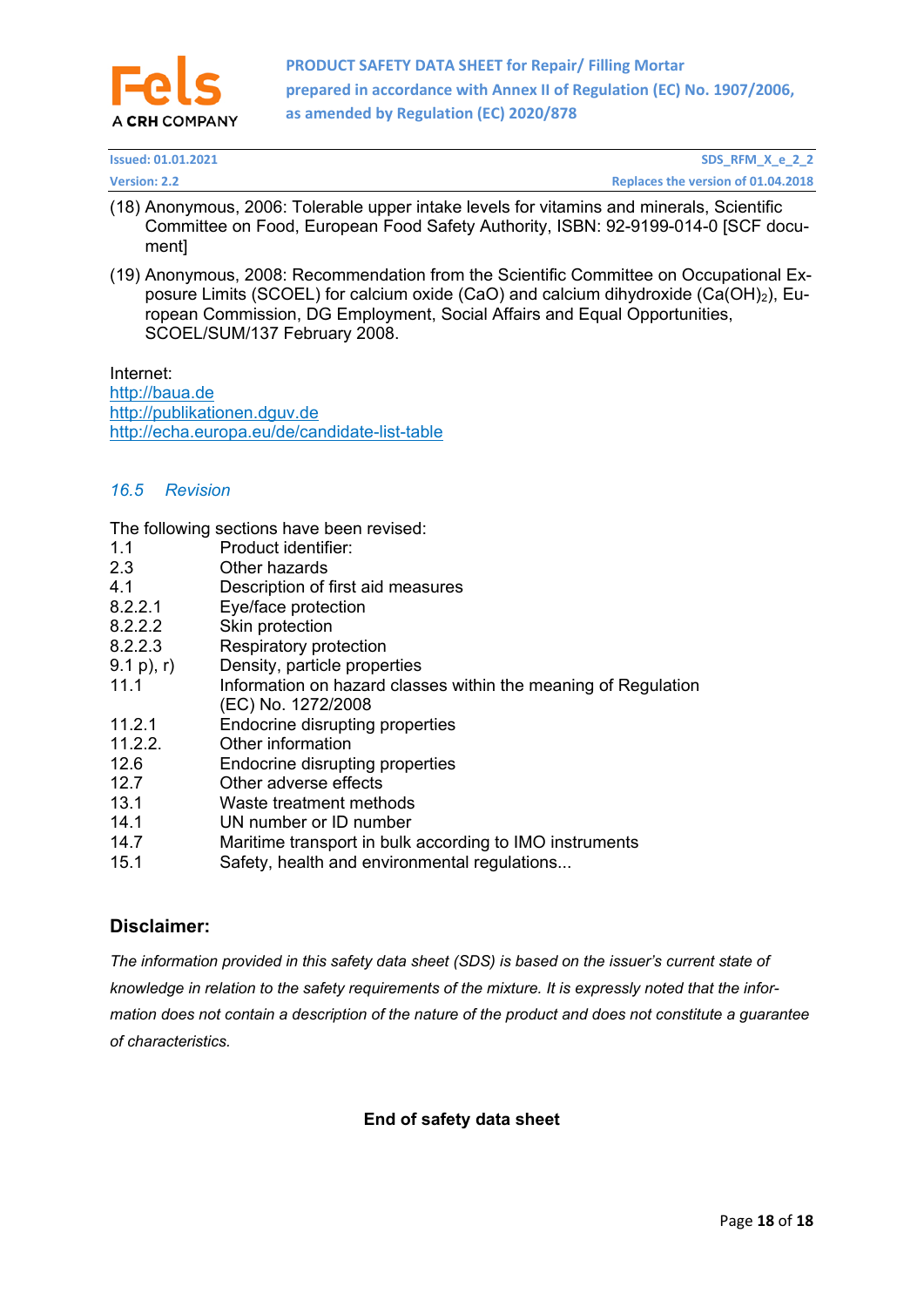(18) Anonymous, 2006: Tolerable upper intake levels for vitamins and minerals, Scientific Committee on Food, European Food Safety Authority, ISBN: 92-9199-014-0 [SCF document]

(19) Anonymous, 2008: Recommendation from the Scientific Committee on Occupational Exposure Limits (SCOEL) for calcium oxide (CaO) and calcium dihydroxide ($Ca(OH)_2$), European Commission, DG Employment, Social Affairs and Equal Opportunities, SCOEL/SUM/137 February 2008.

Internet:
http://baua.de
http://publikationen.dguv.de
http://echa.europa.eu/de/candidate-list-table

### *16.5 Revision*

The following sections have been revised:

| | |
|---|---|
| 1.1 | Product identifier: |
| 2.3 | Other hazards |
| 4.1 | Description of first aid measures |
| 8.2.2.1 | Eye/face protection |
| 8.2.2.2 | Skin protection |
| 8.2.2.3 | Respiratory protection |
| 9.1 p), r) | Density, particle properties |
| 11.1 | Information on hazard classes within the meaning of Regulation (EC) No. 1272/2008 |
| 11.2.1 | Endocrine disrupting properties |
| 11.2.2. | Other information |
| 12.6 | Endocrine disrupting properties |
| 12.7 | Other adverse effects |
| 13.1 | Waste treatment methods |
| 14.1 | UN number or ID number |
| 14.7 | Maritime transport in bulk according to IMO instruments |
| 15.1 | Safety, health and environmental regulations... |

## Disclaimer:

*The information provided in this safety data sheet (SDS) is based on the issuer's current state of knowledge in relation to the safety requirements of the mixture. It is expressly noted that the information does not contain a description of the nature of the product and does not constitute a guarantee of characteristics.*

**End of safety data sheet**